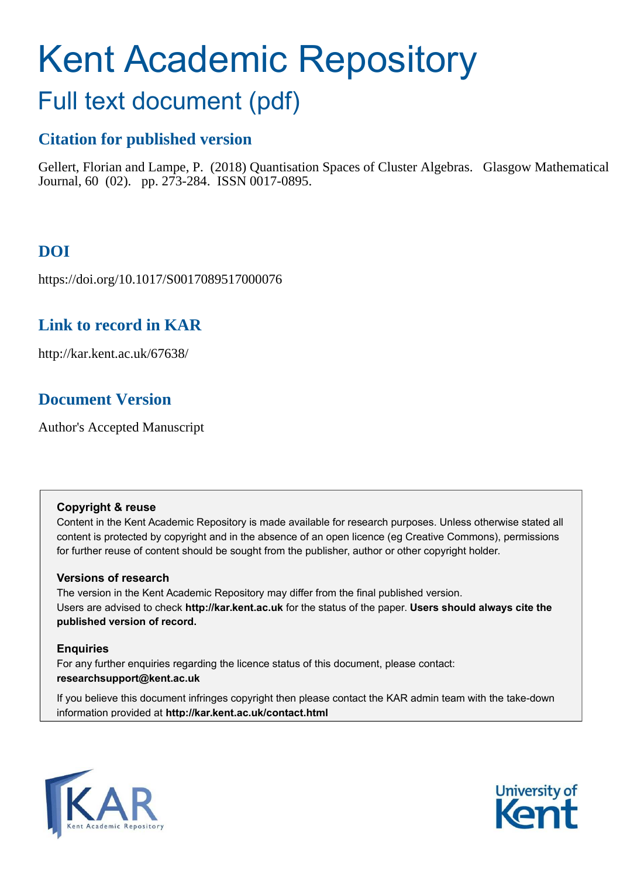# Kent Academic Repository

## Full text document (pdf)

### Citation for published version

Gellert, Florian and Lampe, P. (2018) Quantisation Spaces of Cluster Algebras. Glasgow Mathematical Journal, 60 (02). pp. 273-284. ISSN 0017-0895.

### DOI

https://doi.org/10.1017/S0017089517000076

### Link to record in KAR

http://kar.kent.ac.uk/67638/

### Document Version

Author's Accepted Manuscript

**Copyright & reuse**

Content in the Kent Academic Repository is made available for research purposes. Unless otherwise stated all content is protected by copyright and in the absence of an open licence (eg Creative Commons), permissions for further reuse of content should be sought from the publisher, author or other copyright holder.

**Versions of research**

The version in the Kent Academic Repository may differ from the final published version. Users are advised to check **http://kar.kent.ac.uk** for the status of the paper. **Users should always cite the published version of record.**

**Enquiries**

For any further enquiries regarding the licence status of this document, please contact: **researchsupport@kent.ac.uk**

If you believe this document infringes copyright then please contact the KAR admin team with the take-down information provided at **http://kar.kent.ac.uk/contact.html**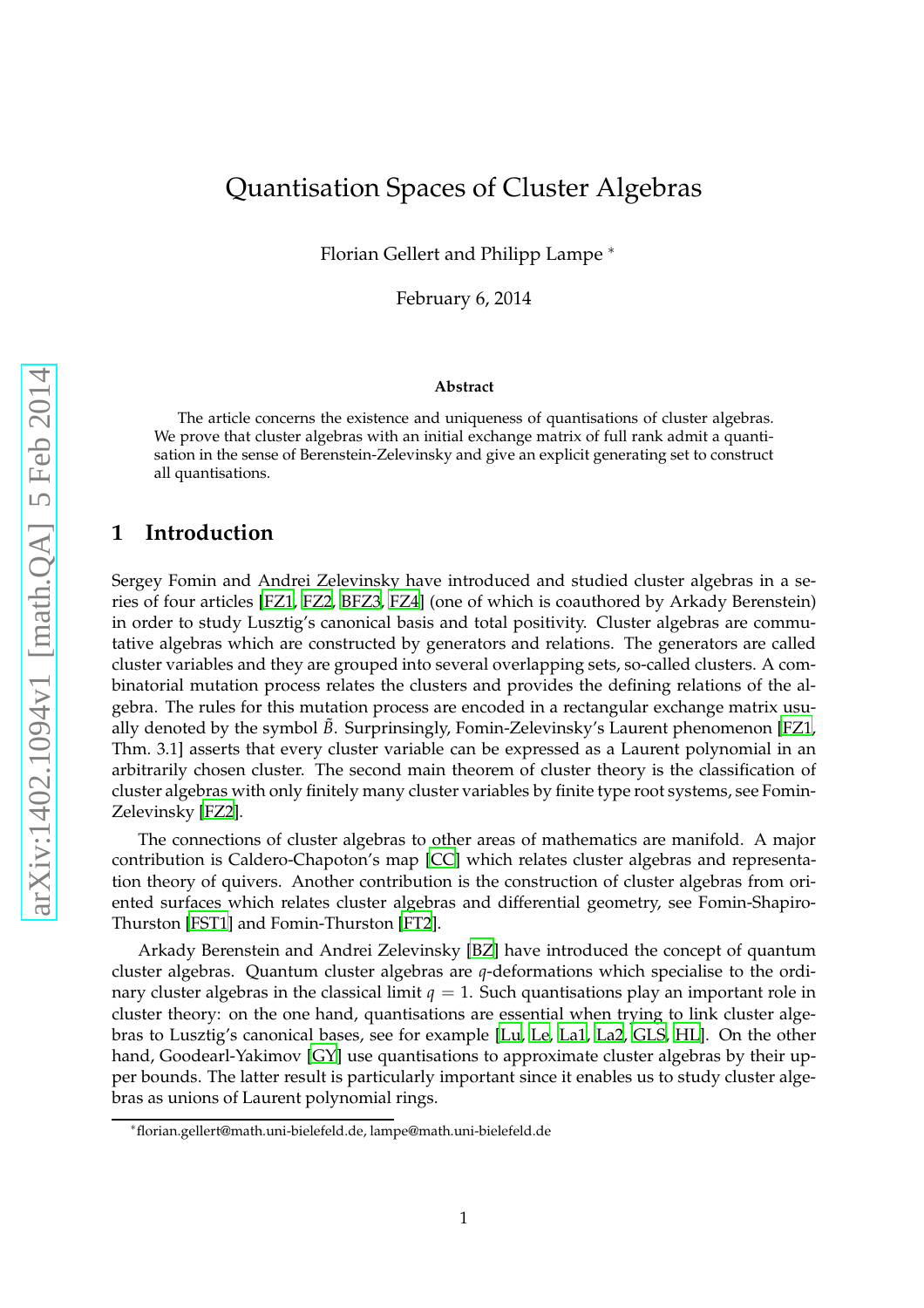# Quantisation Spaces of Cluster Algebras

Florian Gellert and Philipp Lampe [*]

February 6, 2014

**Abstract**

The article concerns the existence and uniqueness of quantisations of cluster algebras. We prove that cluster algebras with an initial exchange matrix of full rank admit a quantisation in the sense of Berenstein-Zelevinsky and give an explicit generating set to construct all quantisations.

## 1 Introduction

Sergey Fomin and Andrei Zelevinsky have introduced and studied cluster algebras in a series of four articles [FZ1, FZ2, BFZ3, FZ4] (one of which is coauthored by Arkady Berenstein) in order to study Lusztig's canonical basis and total positivity. Cluster algebras are commutative algebras which are constructed by generators and relations. The generators are called cluster variables and they are grouped into several overlapping sets, so-called clusters. A combinatorial mutation process relates the clusters and provides the defining relations of the algebra. The rules for this mutation process are encoded in a rectangular exchange matrix usually denoted by the symbol $\tilde{B}$. Surprinsingly, Fomin-Zelevinsky's Laurent phenomenon [FZ1, Thm. 3.1] asserts that every cluster variable can be expressed as a Laurent polynomial in an arbitrarily chosen cluster. The second main theorem of cluster theory is the classification of cluster algebras with only finitely many cluster variables by finite type root systems, see Fomin-Zelevinsky [FZ2].

The connections of cluster algebras to other areas of mathematics are manifold. A major contribution is Caldero-Chapoton's map [CC] which relates cluster algebras and representation theory of quivers. Another contribution is the construction of cluster algebras from oriented surfaces which relates cluster algebras and differential geometry, see Fomin-Shapiro-Thurston [FST1] and Fomin-Thurston [FT2].

Arkady Berenstein and Andrei Zelevinsky [BZ] have introduced the concept of quantum cluster algebras. Quantum cluster algebras are $q$-deformations which specialise to the ordinary cluster algebras in the classical limit $q = 1$. Such quantisations play an important role in cluster theory: on the one hand, quantisations are essential when trying to link cluster algebras to Lusztig's canonical bases, see for example [Lu, Le, La1, La2, GLS, HL]. On the other hand, Goodearl-Yakimov [GY] use quantisations to approximate cluster algebras by their upper bounds. The latter result is particularly important since it enables us to study cluster algebras as unions of Laurent polynomial rings.

[*] florian.gellert@math.uni-bielefeld.de, lampe@math.uni-bielefeld.de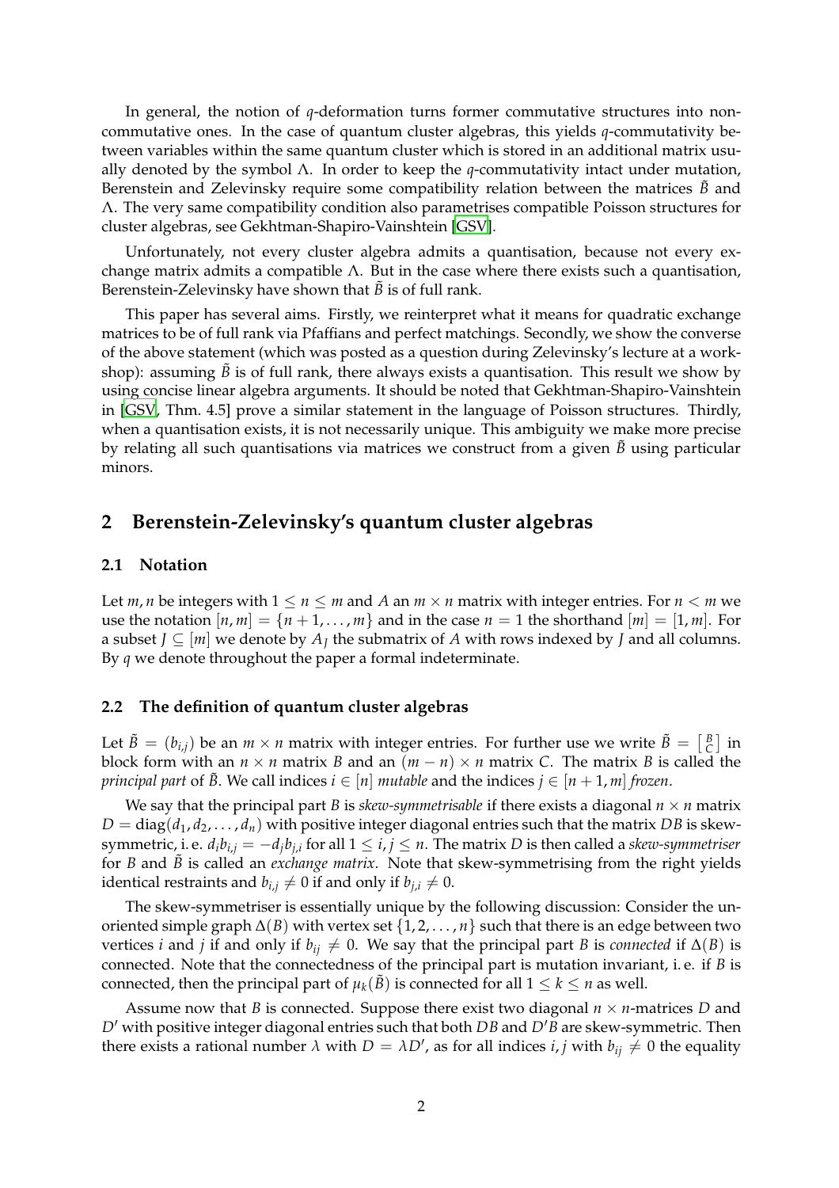In general, the notion of $q$-deformation turns former commutative structures into non-commutative ones. In the case of quantum cluster algebras, this yields $q$-commutativity between variables within the same quantum cluster which is stored in an additional matrix usually denoted by the symbol $\Lambda$. In order to keep the $q$-commutativity intact under mutation, Berenstein and Zelevinsky require some compatibility relation between the matrices $\tilde{B}$ and $\Lambda$. The very same compatibility condition also parametrises compatible Poisson structures for cluster algebras, see Gekhtman-Shapiro-Vainshtein [GSV].

Unfortunately, not every cluster algebra admits a quantisation, because not every exchange matrix admits a compatible $\Lambda$. But in the case where there exists such a quantisation, Berenstein-Zelevinsky have shown that $\tilde{B}$ is of full rank.

This paper has several aims. Firstly, we reinterpret what it means for quadratic exchange matrices to be of full rank via Pfaffians and perfect matchings. Secondly, we show the converse of the above statement (which was posted as a question during Zelevinsky's lecture at a workshop): assuming $\tilde{B}$ is of full rank, there always exists a quantisation. This result we show by using concise linear algebra arguments. It should be noted that Gekhtman-Shapiro-Vainshtein in [GSV, Thm. 4.5] prove a similar statement in the language of Poisson structures. Thirdly, when a quantisation exists, it is not necessarily unique. This ambiguity we make more precise by relating all such quantisations via matrices we construct from a given $\tilde{B}$ using particular minors.

## 2 Berenstein-Zelevinsky's quantum cluster algebras

### 2.1 Notation

Let $m, n$ be integers with $1 \leq n \leq m$ and $A$ an $m \times n$ matrix with integer entries. For $n < m$ we use the notation $[n, m] = \{n+1, \ldots, m\}$ and in the case $n = 1$ the shorthand $[m] = [1, m]$. For a subset $J \subseteq [m]$ we denote by $A_J$ the submatrix of $A$ with rows indexed by $J$ and all columns. By $q$ we denote throughout the paper a formal indeterminate.

### 2.2 The definition of quantum cluster algebras

Let $\tilde{B} = (b_{i,j})$ be an $m \times n$ matrix with integer entries. For further use we write $\tilde{B} = \left[\begin{smallmatrix} B \\ C \end{smallmatrix}\right]$ in block form with an $n \times n$ matrix $B$ and an $(m-n) \times n$ matrix $C$. The matrix $B$ is called the *principal part* of $\tilde{B}$. We call indices $i \in [n]$ *mutable* and the indices $j \in [n+1, m]$ *frozen*.

We say that the principal part $B$ is *skew-symmetrisable* if there exists a diagonal $n \times n$ matrix $D = \operatorname{diag}(d_1, d_2, \ldots, d_n)$ with positive integer diagonal entries such that the matrix $DB$ is skew-symmetric, i. e. $d_i b_{i,j} = -d_j b_{j,i}$ for all $1 \leq i, j \leq n$. The matrix $D$ is then called a *skew-symmetriser* for $B$ and $\tilde{B}$ is called an *exchange matrix*. Note that skew-symmetrising from the right yields identical restraints and $b_{i,j} \neq 0$ if and only if $b_{j,i} \neq 0$.

The skew-symmetriser is essentially unique by the following discussion: Consider the unoriented simple graph $\Delta(B)$ with vertex set $\{1, 2, \ldots, n\}$ such that there is an edge between two vertices $i$ and $j$ if and only if $b_{ij} \neq 0$. We say that the principal part $B$ is *connected* if $\Delta(B)$ is connected. Note that the connectedness of the principal part is mutation invariant, i. e. if $B$ is connected, then the principal part of $\mu_k(\tilde{B})$ is connected for all $1 \leq k \leq n$ as well.

Assume now that $B$ is connected. Suppose there exist two diagonal $n \times n$-matrices $D$ and $D'$ with positive integer diagonal entries such that both $DB$ and $D'B$ are skew-symmetric. Then there exists a rational number $\lambda$ with $D = \lambda D'$, as for all indices $i, j$ with $b_{ij} \neq 0$ the equality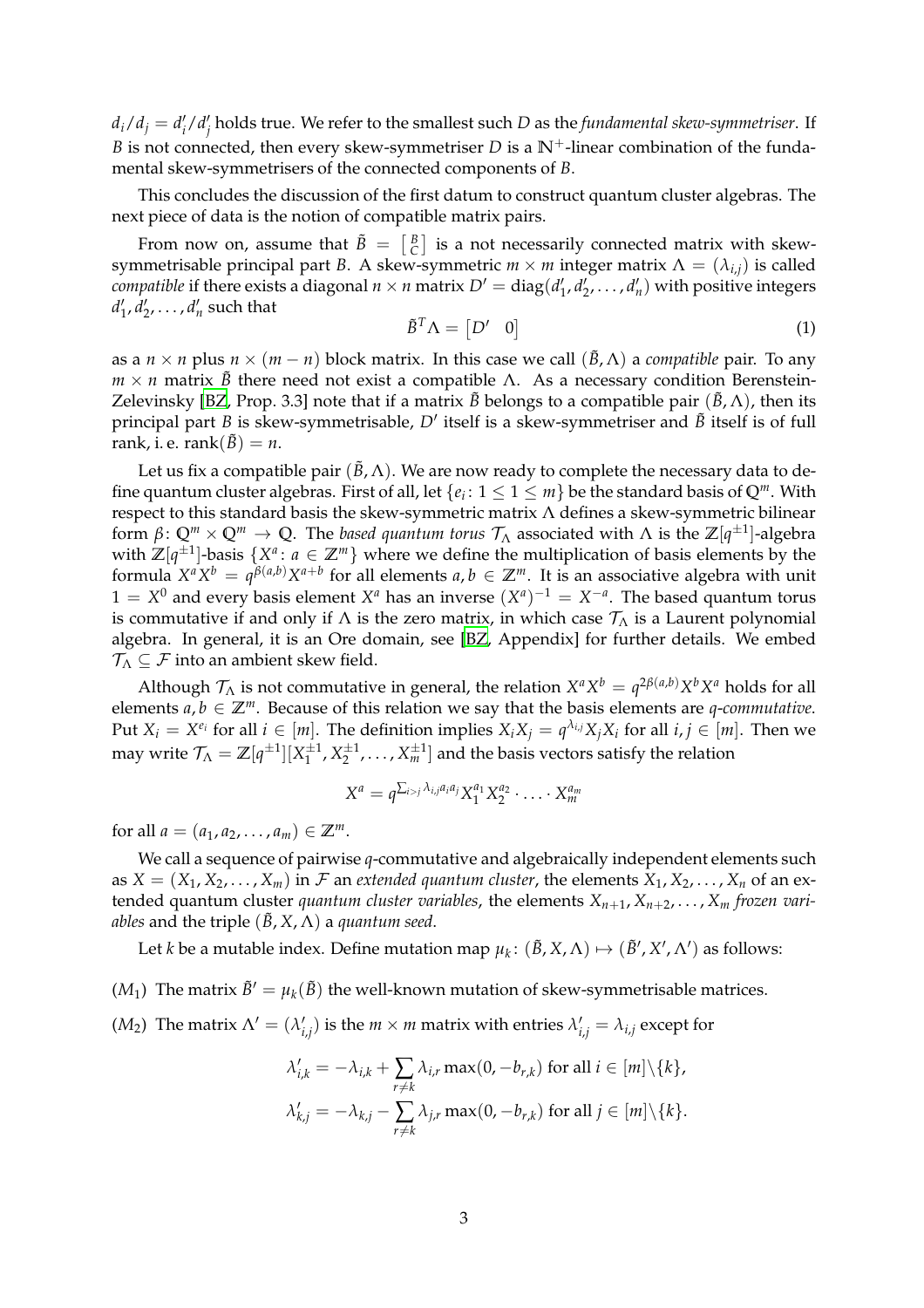$d_i/d_j = d'_i/d'_j$ holds true. We refer to the smallest such $D$ as the *fundamental skew-symmetriser*. If $B$ is not connected, then every skew-symmetriser $D$ is a $\mathbb{N}^+$-linear combination of the fundamental skew-symmetrisers of the connected components of $B$.

This concludes the discussion of the first datum to construct quantum cluster algebras. The next piece of data is the notion of compatible matrix pairs.

From now on, assume that $\tilde{B} = \left[\begin{smallmatrix} B \\ C \end{smallmatrix}\right]$ is a not necessarily connected matrix with skew-symmetrisable principal part $B$. A skew-symmetric $m \times m$ integer matrix $\Lambda = (\lambda_{i,j})$ is called *compatible* if there exists a diagonal $n \times n$ matrix $D' = \mathrm{diag}(d'_1, d'_2, \ldots, d'_n)$ with positive integers $d'_1, d'_2, \ldots, d'_n$ such that

$$\tilde{B}^T \Lambda = \begin{bmatrix} D' & 0 \end{bmatrix} \tag{1}$$

as a $n \times n$ plus $n \times (m-n)$ block matrix. In this case we call $(\tilde{B}, \Lambda)$ a *compatible* pair. To any $m \times n$ matrix $\tilde{B}$ there need not exist a compatible $\Lambda$. As a necessary condition Berenstein-Zelevinsky [BZ, Prop. 3.3] note that if a matrix $\tilde{B}$ belongs to a compatible pair $(\tilde{B}, \Lambda)$, then its principal part $B$ is skew-symmetrisable, $D'$ itself is a skew-symmetriser and $\tilde{B}$ itself is of full rank, i. e. $\mathrm{rank}(\tilde{B}) = n$.

Let us fix a compatible pair $(\tilde{B}, \Lambda)$. We are now ready to complete the necessary data to define quantum cluster algebras. First of all, let $\{e_i \colon 1 \leq 1 \leq m\}$ be the standard basis of $\mathbb{Q}^m$. With respect to this standard basis the skew-symmetric matrix $\Lambda$ defines a skew-symmetric bilinear form $\beta \colon \mathbb{Q}^m \times \mathbb{Q}^m \to \mathbb{Q}$. The *based quantum torus* $\mathcal{T}_\Lambda$ associated with $\Lambda$ is the $\mathbb{Z}[q^{\pm 1}]$-algebra with $\mathbb{Z}[q^{\pm 1}]$-basis $\{X^a \colon a \in \mathbb{Z}^m\}$ where we define the multiplication of basis elements by the formula $X^a X^b = q^{\beta(a,b)} X^{a+b}$ for all elements $a, b \in \mathbb{Z}^m$. It is an associative algebra with unit $1 = X^0$ and every basis element $X^a$ has an inverse $(X^a)^{-1} = X^{-a}$. The based quantum torus is commutative if and only if $\Lambda$ is the zero matrix, in which case $\mathcal{T}_\Lambda$ is a Laurent polynomial algebra. In general, it is an Ore domain, see [BZ, Appendix] for further details. We embed $\mathcal{T}_\Lambda \subseteq \mathcal{F}$ into an ambient skew field.

Although $\mathcal{T}_\Lambda$ is not commutative in general, the relation $X^a X^b = q^{2\beta(a,b)} X^b X^a$ holds for all elements $a, b \in \mathbb{Z}^m$. Because of this relation we say that the basis elements are *q-commutative*. Put $X_i = X^{e_i}$ for all $i \in [m]$. The definition implies $X_i X_j = q^{\lambda_{i,j}} X_j X_i$ for all $i, j \in [m]$. Then we may write $\mathcal{T}_\Lambda = \mathbb{Z}[q^{\pm 1}][X_1^{\pm 1}, X_2^{\pm 1}, \ldots, X_m^{\pm 1}]$ and the basis vectors satisfy the relation

$$X^a = q^{\sum_{i>j} \lambda_{i,j} a_i a_j} X_1^{a_1} X_2^{a_2} \cdot \ldots \cdot X_m^{a_m}$$

for all $a = (a_1, a_2, \ldots, a_m) \in \mathbb{Z}^m$.

We call a sequence of pairwise $q$-commutative and algebraically independent elements such as $X = (X_1, X_2, \ldots, X_m)$ in $\mathcal{F}$ an *extended quantum cluster*, the elements $X_1, X_2, \ldots, X_n$ of an extended quantum cluster *quantum cluster variables*, the elements $X_{n+1}, X_{n+2}, \ldots, X_m$ *frozen variables* and the triple $(\tilde{B}, X, \Lambda)$ a *quantum seed*.

Let $k$ be a mutable index. Define mutation map $\mu_k \colon (\tilde{B}, X, \Lambda) \mapsto (\tilde{B}', X', \Lambda')$ as follows:

($M_1$) The matrix $\tilde{B}' = \mu_k(\tilde{B})$ the well-known mutation of skew-symmetrisable matrices.

($M_2$) The matrix $\Lambda' = (\lambda'_{i,j})$ is the $m \times m$ matrix with entries $\lambda'_{i,j} = \lambda_{i,j}$ except for

$$\lambda'_{i,k} = -\lambda_{i,k} + \sum_{r \neq k} \lambda_{i,r} \max(0, -b_{r,k}) \text{ for all } i \in [m] \backslash \{k\},$$
$$\lambda'_{k,j} = -\lambda_{k,j} - \sum_{r \neq k} \lambda_{j,r} \max(0, -b_{r,k}) \text{ for all } j \in [m] \backslash \{k\}.$$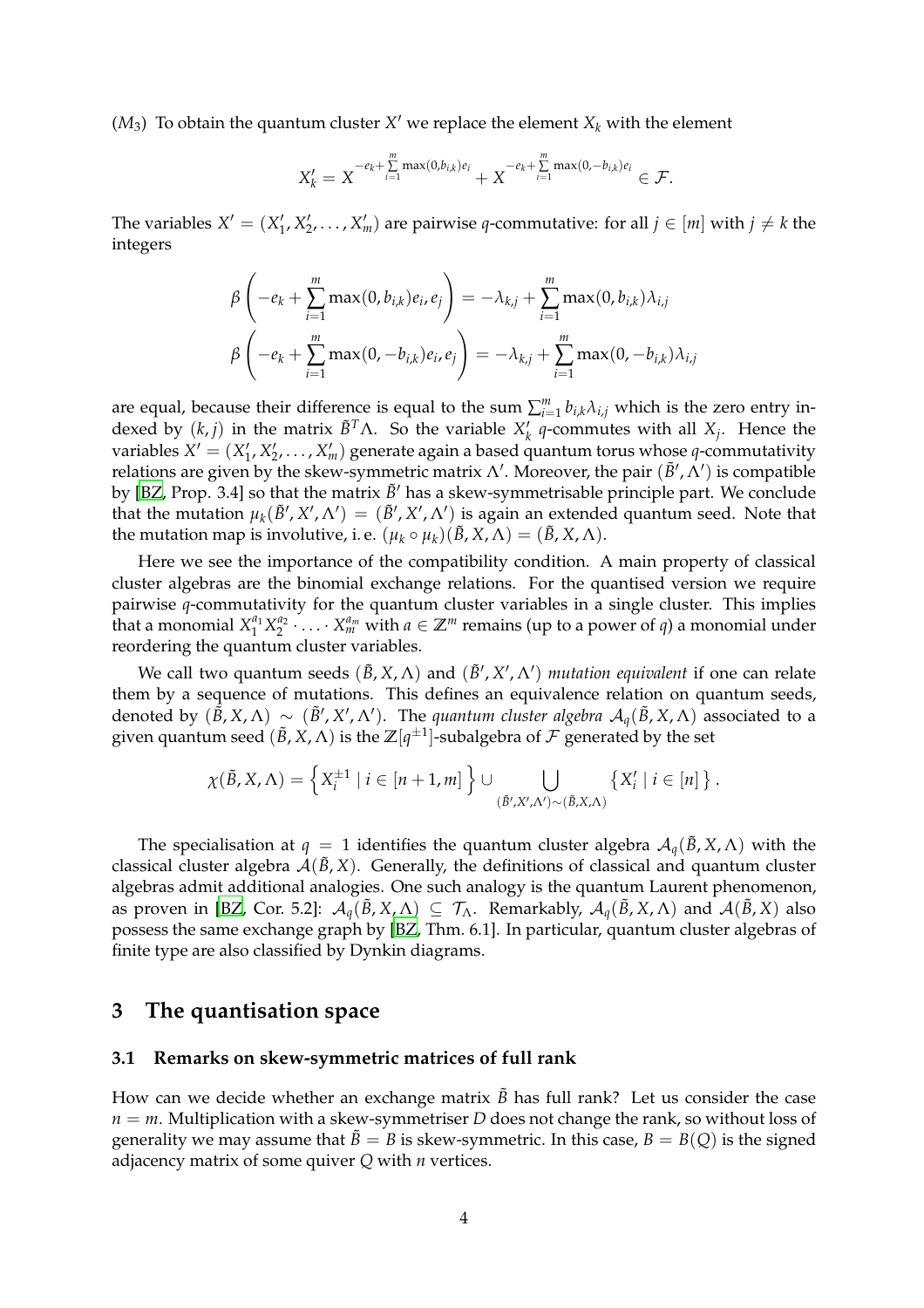($M_3$) To obtain the quantum cluster $X'$ we replace the element $X_k$ with the element

$$X'_k = X^{-e_k + \sum_{i=1}^{m} \max(0, b_{i,k}) e_i} + X^{-e_k + \sum_{i=1}^{m} \max(0, -b_{i,k}) e_i} \in \mathcal{F}.$$

The variables $X' = (X'_1, X'_2, \ldots, X'_m)$ are pairwise $q$-commutative: for all $j \in [m]$ with $j \neq k$ the integers

$$\beta\left(-e_k + \sum_{i=1}^{m} \max(0, b_{i,k}) e_i, e_j\right) = -\lambda_{k,j} + \sum_{i=1}^{m} \max(0, b_{i,k}) \lambda_{i,j}$$
$$\beta\left(-e_k + \sum_{i=1}^{m} \max(0, -b_{i,k}) e_i, e_j\right) = -\lambda_{k,j} + \sum_{i=1}^{m} \max(0, -b_{i,k}) \lambda_{i,j}$$

are equal, because their difference is equal to the sum $\sum_{i=1}^{m} b_{i,k} \lambda_{i,j}$ which is the zero entry indexed by $(k, j)$ in the matrix $\tilde{B}^T \Lambda$. So the variable $X'_k$ $q$-commutes with all $X_j$. Hence the variables $X' = (X'_1, X'_2, \ldots, X'_m)$ generate again a based quantum torus whose $q$-commutativity relations are given by the skew-symmetric matrix $\Lambda'$. Moreover, the pair $(\tilde{B}', \Lambda')$ is compatible by [BZ, Prop. 3.4] so that the matrix $\tilde{B}'$ has a skew-symmetrisable principle part. We conclude that the mutation $\mu_k(\tilde{B}', X', \Lambda') = (\tilde{B}', X', \Lambda')$ is again an extended quantum seed. Note that the mutation map is involutive, i. e. $(\mu_k \circ \mu_k)(\tilde{B}, X, \Lambda) = (\tilde{B}, X, \Lambda)$.

Here we see the importance of the compatibility condition. A main property of classical cluster algebras are the binomial exchange relations. For the quantised version we require pairwise $q$-commutativity for the quantum cluster variables in a single cluster. This implies that a monomial $X_1^{a_1} X_2^{a_2} \cdot \ldots \cdot X_m^{a_m}$ with $a \in \mathbb{Z}^m$ remains (up to a power of $q$) a monomial under reordering the quantum cluster variables.

We call two quantum seeds $(\tilde{B}, X, \Lambda)$ and $(\tilde{B}', X', \Lambda')$ *mutation equivalent* if one can relate them by a sequence of mutations. This defines an equivalence relation on quantum seeds, denoted by $(\tilde{B}, X, \Lambda) \sim (\tilde{B}', X', \Lambda')$. The *quantum cluster algebra* $\mathcal{A}_q(\tilde{B}, X, \Lambda)$ associated to a given quantum seed $(\tilde{B}, X, \Lambda)$ is the $\mathbb{Z}[q^{\pm 1}]$-subalgebra of $\mathcal{F}$ generated by the set

$$\chi(\tilde{B}, X, \Lambda) = \left\{ X_i^{\pm 1} \mid i \in [n+1, m] \right\} \cup \bigcup_{(\tilde{B}', X', \Lambda') \sim (\tilde{B}, X, \Lambda)} \left\{ X'_i \mid i \in [n] \right\}.$$

The specialisation at $q = 1$ identifies the quantum cluster algebra $\mathcal{A}_q(\tilde{B}, X, \Lambda)$ with the classical cluster algebra $\mathcal{A}(\tilde{B}, X)$. Generally, the definitions of classical and quantum cluster algebras admit additional analogies. One such analogy is the quantum Laurent phenomenon, as proven in [BZ, Cor. 5.2]: $\mathcal{A}_q(\tilde{B}, X, \Lambda) \subseteq \mathcal{T}_\Lambda$. Remarkably, $\mathcal{A}_q(\tilde{B}, X, \Lambda)$ and $\mathcal{A}(\tilde{B}, X)$ also possess the same exchange graph by [BZ, Thm. 6.1]. In particular, quantum cluster algebras of finite type are also classified by Dynkin diagrams.

## 3 The quantisation space

### 3.1 Remarks on skew-symmetric matrices of full rank

How can we decide whether an exchange matrix $\tilde{B}$ has full rank? Let us consider the case $n = m$. Multiplication with a skew-symmetriser $D$ does not change the rank, so without loss of generality we may assume that $\tilde{B} = B$ is skew-symmetric. In this case, $B = B(Q)$ is the signed adjacency matrix of some quiver $Q$ with $n$ vertices.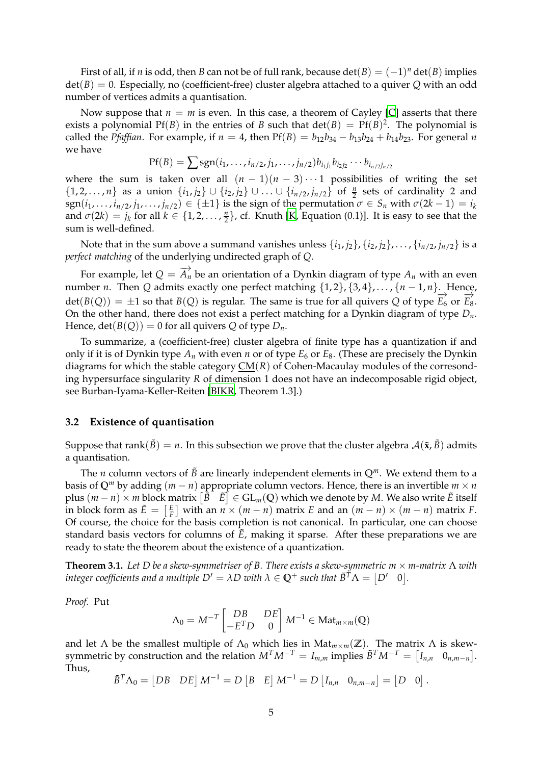First of all, if $n$ is odd, then $B$ can not be of full rank, because $\det(B) = (-1)^n \det(B)$ implies $\det(B) = 0$. Especially, no (coefficient-free) cluster algebra attached to a quiver $Q$ with an odd number of vertices admits a quantisation.

Now suppose that $n = m$ is even. In this case, a theorem of Cayley [C] asserts that there exists a polynomial $\mathrm{Pf}(B)$ in the entries of $B$ such that $\det(B) = \mathrm{Pf}(B)^2$. The polynomial is called the *Pfaffian*. For example, if $n = 4$, then $\mathrm{Pf}(B) = b_{12}b_{34} - b_{13}b_{24} + b_{14}b_{23}$. For general $n$ we have

$$\mathrm{Pf}(B) = \sum \mathrm{sgn}(i_1, \ldots, i_{n/2}, j_1, \ldots, j_{n/2}) b_{i_1 j_1} b_{i_2 j_2} \cdots b_{i_{n/2} j_{n/2}}$$

where the sum is taken over all $(n-1)(n-3)\cdots 1$ possibilities of writing the set $\{1, 2, \ldots, n\}$ as a union $\{i_1, j_2\} \cup \{i_2, j_2\} \cup \ldots \cup \{i_{n/2}, j_{n/2}\}$ of $\frac{n}{2}$ sets of cardinality 2 and $\mathrm{sgn}(i_1, \ldots, i_{n/2}, j_1, \ldots, j_{n/2}) \in \{\pm 1\}$ is the sign of the permutation $\sigma \in S_n$ with $\sigma(2k-1) = i_k$ and $\sigma(2k) = j_k$ for all $k \in \{1, 2, \ldots, \frac{n}{2}\}$, cf. Knuth [K, Equation (0.1)]. It is easy to see that the sum is well-defined.

Note that in the sum above a summand vanishes unless $\{i_1, j_2\}, \{i_2, j_2\}, \ldots, \{i_{n/2}, j_{n/2}\}$ is a *perfect matching* of the underlying undirected graph of $Q$.

For example, let $Q = \overrightarrow{A_n}$ be an orientation of a Dynkin diagram of type $A_n$ with an even number $n$. Then $Q$ admits exactly one perfect matching $\{1, 2\}, \{3, 4\}, \ldots, \{n-1, n\}$. Hence, $\det(B(Q)) = \pm 1$ so that $B(Q)$ is regular. The same is true for all quivers $Q$ of type $\overrightarrow{E_6}$ or $\overrightarrow{E_8}$. On the other hand, there does not exist a perfect matching for a Dynkin diagram of type $D_n$. Hence, $\det(B(Q)) = 0$ for all quivers $Q$ of type $D_n$.

To summarize, a (coefficient-free) cluster algebra of finite type has a quantization if and only if it is of Dynkin type $A_n$ with even $n$ or of type $E_6$ or $E_8$. (These are precisely the Dynkin diagrams for which the stable category $\underline{\mathrm{CM}}(R)$ of Cohen-Macaulay modules of the corresonding hypersurface singularity $R$ of dimension 1 does not have an indecomposable rigid object, see Burban-Iyama-Keller-Reiten [BIKR, Theorem 1.3].)

### 3.2 Existence of quantisation

Suppose that $\mathrm{rank}(\tilde{B}) = n$. In this subsection we prove that the cluster algebra $\mathcal{A}(\tilde{\mathbf{x}}, \tilde{B})$ admits a quantisation.

The $n$ column vectors of $\tilde{B}$ are linearly independent elements in $\mathbb{Q}^m$. We extend them to a basis of $\mathbb{Q}^m$ by adding $(m-n)$ appropriate column vectors. Hence, there is an invertible $m \times n$ plus $(m-n) \times m$ block matrix $\begin{bmatrix} \tilde{B} & \tilde{E} \end{bmatrix} \in \mathrm{GL}_m(\mathbb{Q})$ which we denote by $M$. We also write $\tilde{E}$ itself in block form as $\tilde{E} = \begin{bmatrix} E \\ F \end{bmatrix}$ with an $n \times (m-n)$ matrix $E$ and an $(m-n) \times (m-n)$ matrix $F$. Of course, the choice for the basis completion is not canonical. In particular, one can choose standard basis vectors for columns of $\tilde{E}$, making it sparse. After these preparations we are ready to state the theorem about the existence of a quantization.

**Theorem 3.1.** *Let $D$ be a skew-symmetriser of $B$. There exists a skew-symmetric $m \times m$-matrix $\Lambda$ with integer coefficients and a multiple $D' = \lambda D$ with $\lambda \in \mathbb{Q}^+$ such that $\tilde{B}^T \Lambda = \begin{bmatrix} D' & 0 \end{bmatrix}$.*

*Proof.* Put

$$\Lambda_0 = M^{-T} \begin{bmatrix} DB & DE \\ -E^T D & 0 \end{bmatrix} M^{-1} \in \mathrm{Mat}_{m \times m}(\mathbb{Q})$$

and let $\Lambda$ be the smallest multiple of $\Lambda_0$ which lies in $\mathrm{Mat}_{m \times m}(\mathbb{Z})$. The matrix $\Lambda$ is skew-symmetric by construction and the relation $M^T M^{-T} = I_{m,m}$ implies $\tilde{B}^T M^{-T} = \begin{bmatrix} I_{n,n} & 0_{n,m-n} \end{bmatrix}$. Thus,

$$\tilde{B}^T \Lambda_0 = \begin{bmatrix} DB & DE \end{bmatrix} M^{-1} = D \begin{bmatrix} B & E \end{bmatrix} M^{-1} = D \begin{bmatrix} I_{n,n} & 0_{n,m-n} \end{bmatrix} = \begin{bmatrix} D & 0 \end{bmatrix}.$$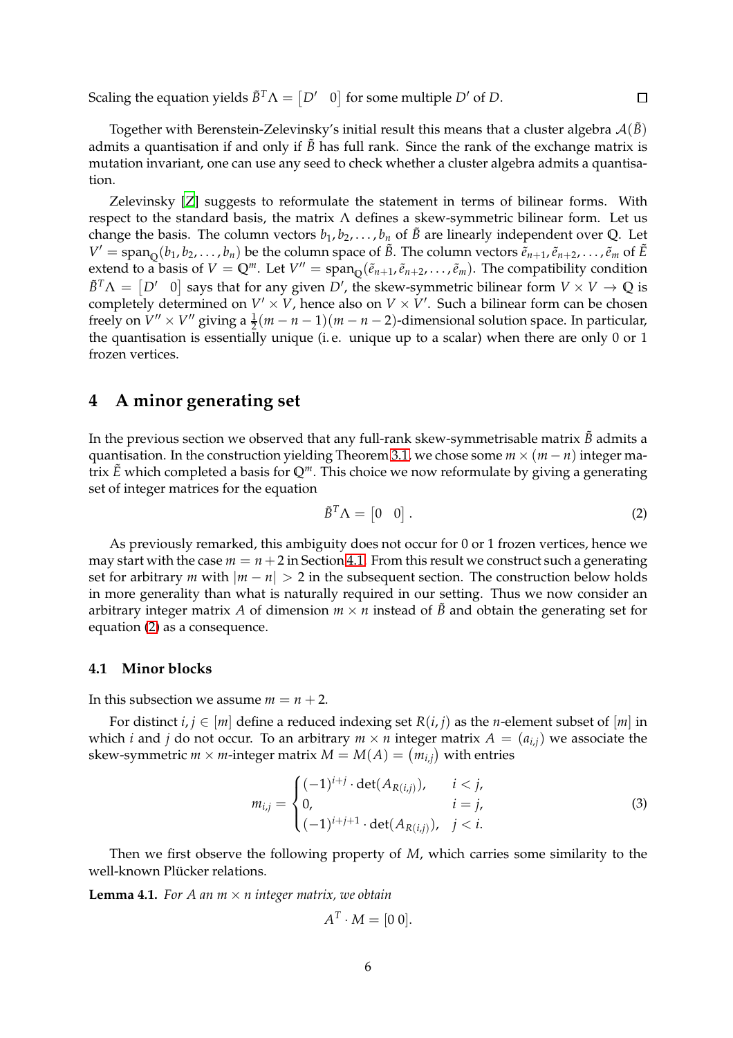Scaling the equation yields $\tilde{B}^T\Lambda = \begin{bmatrix} D' & 0 \end{bmatrix}$ for some multiple $D'$ of $D$. $\square$

Together with Berenstein-Zelevinsky's initial result this means that a cluster algebra $\mathcal{A}(\tilde{B})$ admits a quantisation if and only if $\tilde{B}$ has full rank. Since the rank of the exchange matrix is mutation invariant, one can use any seed to check whether a cluster algebra admits a quantisation.

Zelevinsky [Z] suggests to reformulate the statement in terms of bilinear forms. With respect to the standard basis, the matrix $\Lambda$ defines a skew-symmetric bilinear form. Let us change the basis. The column vectors $b_1, b_2, \ldots, b_n$ of $\tilde{B}$ are linearly independent over $\mathbb{Q}$. Let $V' = \operatorname{span}_{\mathbb{Q}}(b_1, b_2, \ldots, b_n)$ be the column space of $\tilde{B}$. The column vectors $\tilde{e}_{n+1}, \tilde{e}_{n+2}, \ldots, \tilde{e}_m$ of $\tilde{E}$ extend to a basis of $V = \mathbb{Q}^m$. Let $V'' = \operatorname{span}_{\mathbb{Q}}(\tilde{e}_{n+1}, \tilde{e}_{n+2}, \ldots, \tilde{e}_m)$. The compatibility condition $\tilde{B}^T\Lambda = \begin{bmatrix} D' & 0 \end{bmatrix}$ says that for any given $D'$, the skew-symmetric bilinear form $V \times V \to \mathbb{Q}$ is completely determined on $V' \times V$, hence also on $V \times V'$. Such a bilinear form can be chosen freely on $V'' \times V''$ giving a $\frac{1}{2}(m-n-1)(m-n-2)$-dimensional solution space. In particular, the quantisation is essentially unique (i. e. unique up to a scalar) when there are only 0 or 1 frozen vertices.

## 4 A minor generating set

In the previous section we observed that any full-rank skew-symmetrisable matrix $\tilde{B}$ admits a quantisation. In the construction yielding Theorem 3.1, we chose some $m \times (m-n)$ integer matrix $\tilde{E}$ which completed a basis for $\mathbb{Q}^m$. This choice we now reformulate by giving a generating set of integer matrices for the equation

$$\tilde{B}^T\Lambda = \begin{bmatrix} 0 & 0 \end{bmatrix}. \tag{2}$$

As previously remarked, this ambiguity does not occur for 0 or 1 frozen vertices, hence we may start with the case $m = n+2$ in Section 4.1. From this result we construct such a generating set for arbitrary $m$ with $|m-n| > 2$ in the subsequent section. The construction below holds in more generality than what is naturally required in our setting. Thus we now consider an arbitrary integer matrix $A$ of dimension $m \times n$ instead of $\tilde{B}$ and obtain the generating set for equation (2) as a consequence.

### 4.1 Minor blocks

In this subsection we assume $m = n+2$.

For distinct $i, j \in [m]$ define a reduced indexing set $R(i,j)$ as the $n$-element subset of $[m]$ in which $i$ and $j$ do not occur. To an arbitrary $m \times n$ integer matrix $A = (a_{i,j})$ we associate the skew-symmetric $m \times m$-integer matrix $M = M(A) = (m_{i,j})$ with entries

$$m_{i,j} = \begin{cases} (-1)^{i+j} \cdot \det(A_{R(i,j)}), & i < j, \\ 0, & i = j, \\ (-1)^{i+j+1} \cdot \det(A_{R(i,j)}), & j < i. \end{cases} \tag{3}$$

Then we first observe the following property of $M$, which carries some similarity to the well-known Plücker relations.

**Lemma 4.1.** *For $A$ an $m \times n$ integer matrix, we obtain*

$$A^T \cdot M = [0\ 0].$$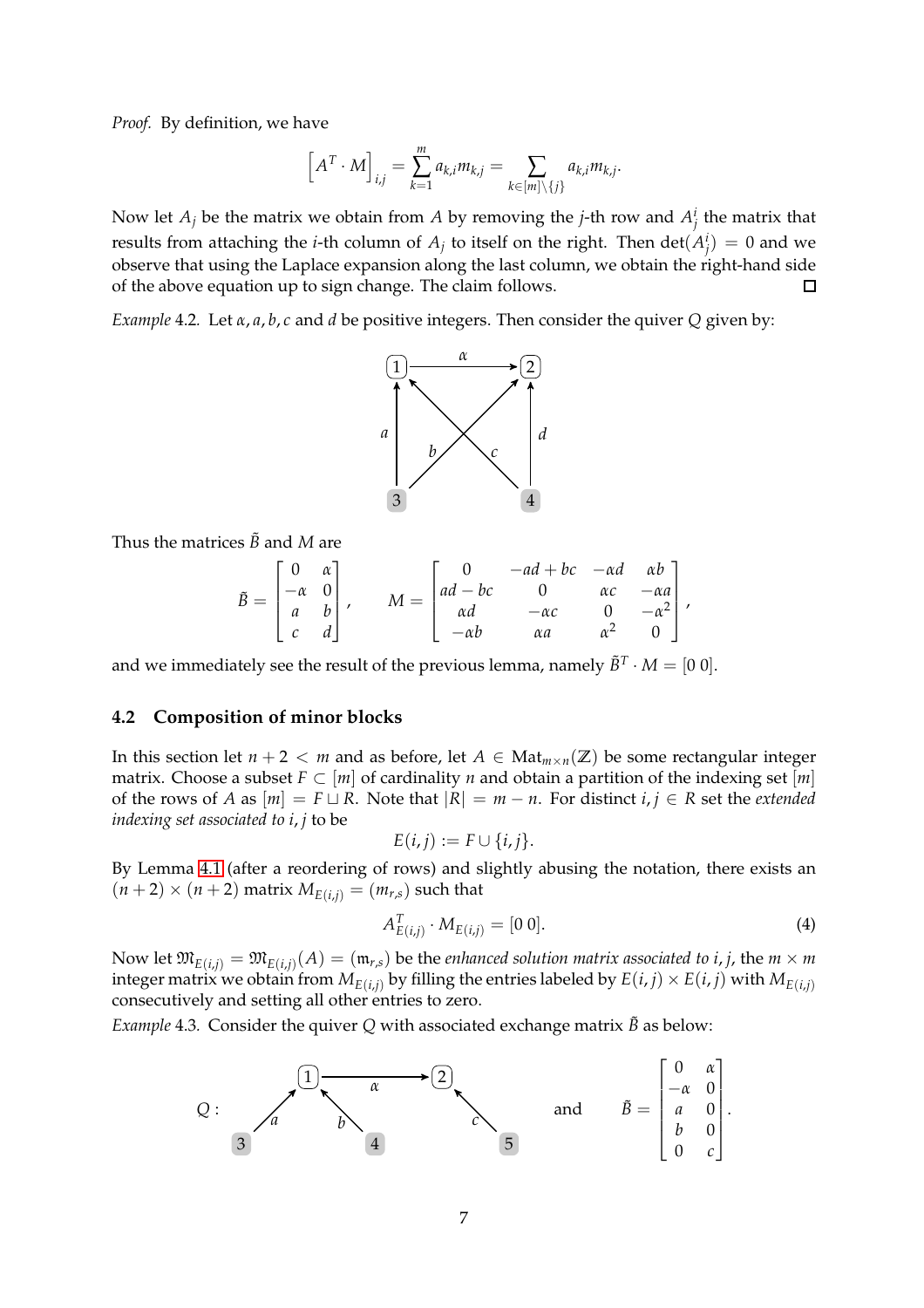*Proof.* By definition, we have

$$\left[A^T \cdot M\right]_{i,j} = \sum_{k=1}^{m} a_{k,i} m_{k,j} = \sum_{k \in [m]\setminus\{j\}} a_{k,i} m_{k,j}.$$

Now let $A_j$ be the matrix we obtain from $A$ by removing the $j$-th row and $A_j^i$ the matrix that results from attaching the $i$-th column of $A_j$ to itself on the right. Then $\det(A_j^i) = 0$ and we observe that using the Laplace expansion along the last column, we obtain the right-hand side of the above equation up to sign change. The claim follows. □

*Example* 4.2. Let $\alpha, a, b, c$ and $d$ be positive integers. Then consider the quiver $Q$ given by:

Thus the matrices $\tilde{B}$ and $M$ are

$$\tilde{B} = \begin{bmatrix} 0 & \alpha \\ -\alpha & 0 \\ a & b \\ c & d \end{bmatrix}, \qquad M = \begin{bmatrix} 0 & -ad+bc & -\alpha d & \alpha b \\ ad-bc & 0 & \alpha c & -\alpha a \\ \alpha d & -\alpha c & 0 & -\alpha^2 \\ -\alpha b & \alpha a & \alpha^2 & 0 \end{bmatrix},$$

and we immediately see the result of the previous lemma, namely $\tilde{B}^T \cdot M = [0\ 0]$.

### 4.2 Composition of minor blocks

In this section let $n+2 < m$ and as before, let $A \in \mathrm{Mat}_{m\times n}(\mathbb{Z})$ be some rectangular integer matrix. Choose a subset $F \subset [m]$ of cardinality $n$ and obtain a partition of the indexing set $[m]$ of the rows of $A$ as $[m] = F \sqcup R$. Note that $|R| = m - n$. For distinct $i, j \in R$ set the *extended indexing set associated to* $i, j$ to be

$$E(i,j) := F \cup \{i, j\}.$$

By Lemma 4.1 (after a reordering of rows) and slightly abusing the notation, there exists an $(n+2)\times(n+2)$ matrix $M_{E(i,j)} = (m_{r,s})$ such that

$$A_{E(i,j)}^T \cdot M_{E(i,j)} = [0\ 0]. \tag{4}$$

Now let $\mathfrak{M}_{E(i,j)} = \mathfrak{M}_{E(i,j)}(A) = (\mathfrak{m}_{r,s})$ be the *enhanced solution matrix associated to* $i, j$, the $m \times m$ integer matrix we obtain from $M_{E(i,j)}$ by filling the entries labeled by $E(i,j) \times E(i,j)$ with $M_{E(i,j)}$ consecutively and setting all other entries to zero.

*Example* 4.3. Consider the quiver $Q$ with associated exchange matrix $\tilde{B}$ as below:

and

$$\tilde{B} = \begin{bmatrix} 0 & \alpha \\ -\alpha & 0 \\ a & 0 \\ b & 0 \\ 0 & c \end{bmatrix}.$$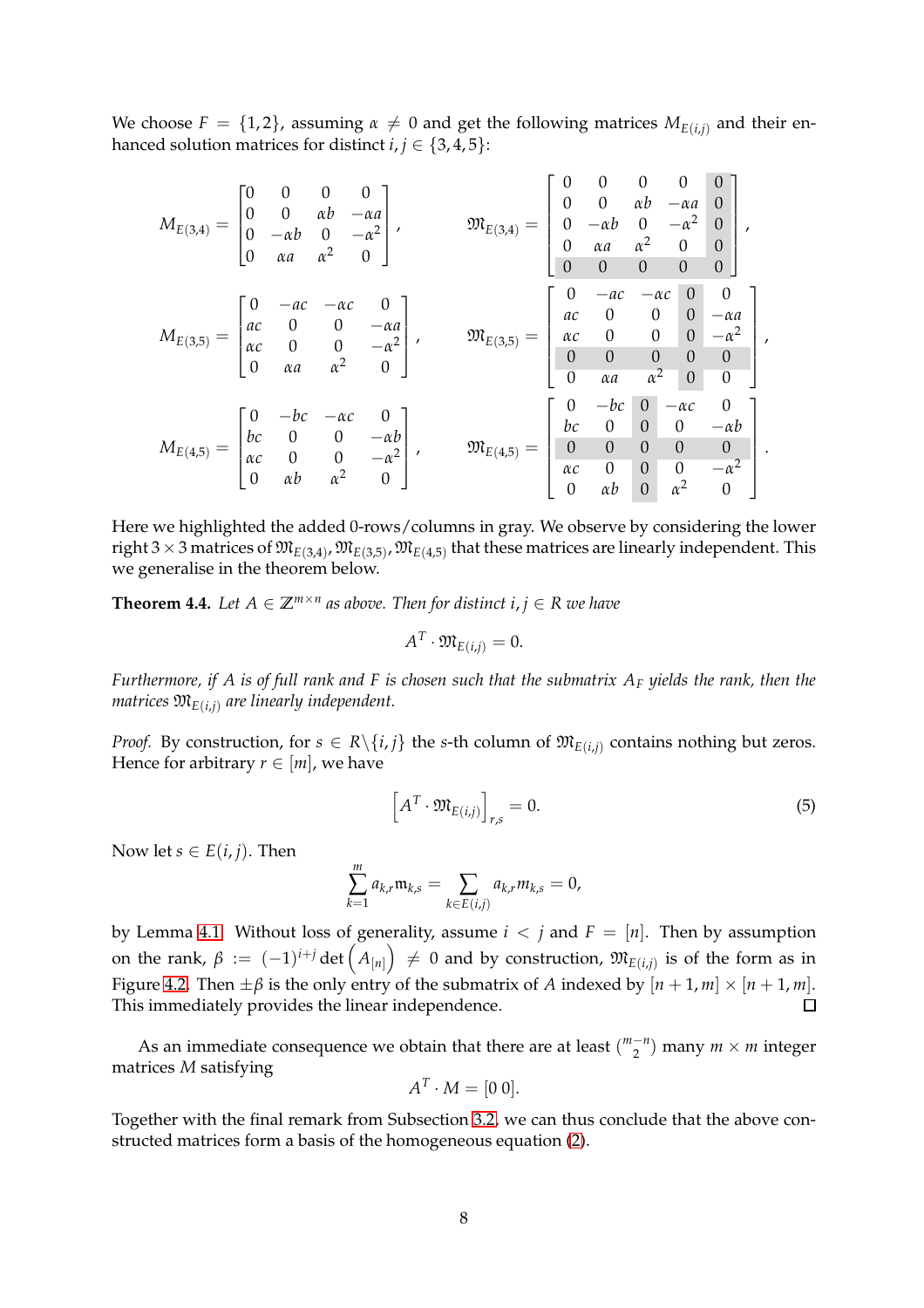We choose $F = \{1,2\}$, assuming $\alpha \neq 0$ and get the following matrices $M_{E(i,j)}$ and their enhanced solution matrices for distinct $i,j \in \{3,4,5\}$:

$$M_{E(3,4)} = \begin{bmatrix} 0 & 0 & 0 & 0 \\ 0 & 0 & \alpha b & -\alpha a \\ 0 & -\alpha b & 0 & -\alpha^2 \\ 0 & \alpha a & \alpha^2 & 0 \end{bmatrix}, \qquad \mathfrak{M}_{E(3,4)} = \begin{bmatrix} 0 & 0 & 0 & 0 & 0 \\ 0 & 0 & \alpha b & -\alpha a & 0 \\ 0 & -\alpha b & 0 & -\alpha^2 & 0 \\ 0 & \alpha a & \alpha^2 & 0 & 0 \\ 0 & 0 & 0 & 0 & 0 \end{bmatrix},$$

$$M_{E(3,5)} = \begin{bmatrix} 0 & -ac & -\alpha c & 0 \\ ac & 0 & 0 & -\alpha a \\ \alpha c & 0 & 0 & -\alpha^2 \\ 0 & \alpha a & \alpha^2 & 0 \end{bmatrix}, \qquad \mathfrak{M}_{E(3,5)} = \begin{bmatrix} 0 & -ac & -\alpha c & 0 & 0 \\ ac & 0 & 0 & 0 & -\alpha a \\ \alpha c & 0 & 0 & 0 & -\alpha^2 \\ 0 & 0 & 0 & 0 & 0 \\ 0 & \alpha a & \alpha^2 & 0 & 0 \end{bmatrix},$$

$$M_{E(4,5)} = \begin{bmatrix} 0 & -bc & -\alpha c & 0 \\ bc & 0 & 0 & -\alpha b \\ \alpha c & 0 & 0 & -\alpha^2 \\ 0 & \alpha b & \alpha^2 & 0 \end{bmatrix}, \qquad \mathfrak{M}_{E(4,5)} = \begin{bmatrix} 0 & -bc & 0 & -\alpha c & 0 \\ bc & 0 & 0 & 0 & -\alpha b \\ 0 & 0 & 0 & 0 & 0 \\ \alpha c & 0 & 0 & 0 & -\alpha^2 \\ 0 & \alpha b & 0 & \alpha^2 & 0 \end{bmatrix}.$$

Here we highlighted the added 0-rows/columns in gray. We observe by considering the lower right $3 \times 3$ matrices of $\mathfrak{M}_{E(3,4)}, \mathfrak{M}_{E(3,5)}, \mathfrak{M}_{E(4,5)}$ that these matrices are linearly independent. This we generalise in the theorem below.

**Theorem 4.4.** *Let $A \in \mathbb{Z}^{m \times n}$ as above. Then for distinct $i,j \in R$ we have*

$$A^T \cdot \mathfrak{M}_{E(i,j)} = 0.$$

*Furthermore, if $A$ is of full rank and $F$ is chosen such that the submatrix $A_F$ yields the rank, then the matrices $\mathfrak{M}_{E(i,j)}$ are linearly independent.*

*Proof.* By construction, for $s \in R \backslash \{i,j\}$ the $s$-th column of $\mathfrak{M}_{E(i,j)}$ contains nothing but zeros. Hence for arbitrary $r \in [m]$, we have

$$\left[A^T \cdot \mathfrak{M}_{E(i,j)}\right]_{r,s} = 0. \tag{5}$$

Now let $s \in E(i,j)$. Then

$$\sum_{k=1}^{m} a_{k,r} \mathfrak{m}_{k,s} = \sum_{k \in E(i,j)} a_{k,r} m_{k,s} = 0,$$

by Lemma 4.1. Without loss of generality, assume $i < j$ and $F = [n]$. Then by assumption on the rank, $\beta := (-1)^{i+j} \det\left(A_{[n]}\right) \neq 0$ and by construction, $\mathfrak{M}_{E(i,j)}$ is of the form as in Figure 4.2. Then $\pm\beta$ is the only entry of the submatrix of $A$ indexed by $[n+1, m] \times [n+1, m]$. This immediately provides the linear independence. $\square$

As an immediate consequence we obtain that there are at least $\binom{m-n}{2}$ many $m \times m$ integer matrices $M$ satisfying

$$A^T \cdot M = [0\ 0].$$

Together with the final remark from Subsection 3.2, we can thus conclude that the above constructed matrices form a basis of the homogeneous equation (2).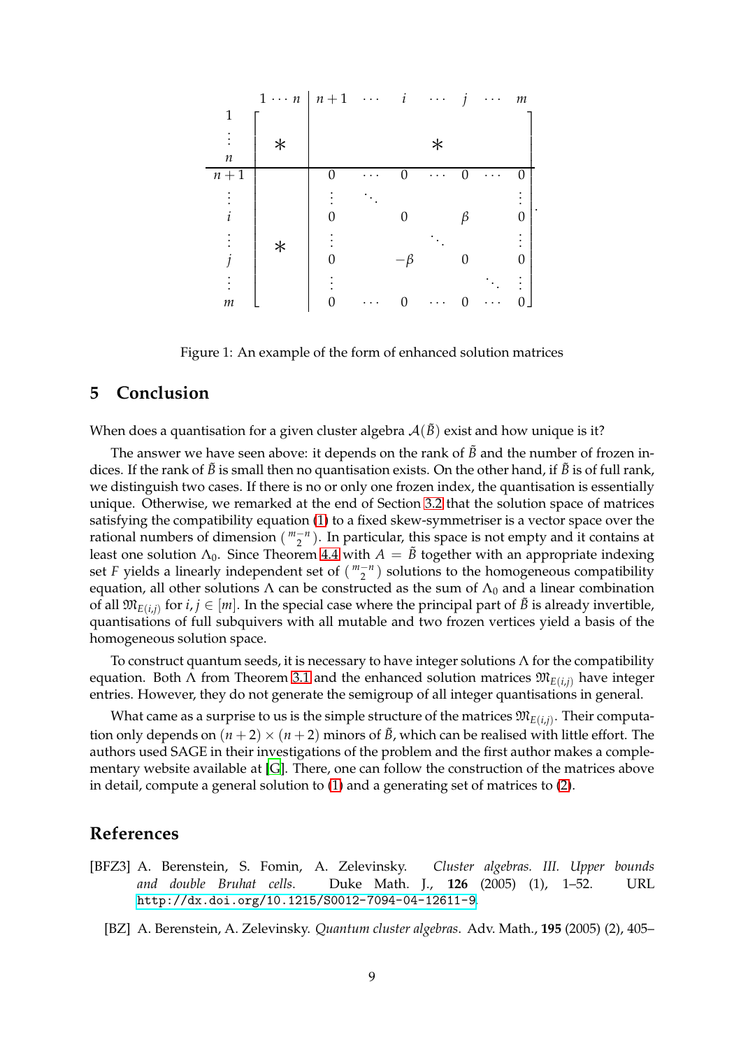$$
\begin{array}{c|c|ccccccc}
 & 1\cdots n & n+1 & \cdots & i & \cdots & j & \cdots & m \\
1 & & & & & & & & \\
\vdots & * & & & & * & & & \\
n & & & & & & & & \\
\hline
n+1 & & 0 & \cdots & 0 & \cdots & 0 & \cdots & 0 \\
\vdots & & \vdots & \ddots & & & & & \vdots \\
i & & 0 & & 0 & & \beta & & 0 \\
\vdots & * & \vdots & & & \ddots & & & \vdots \\
j & & 0 & & -\beta & & 0 & & 0 \\
\vdots & & \vdots & & & & & \ddots & \vdots \\
m & & 0 & \cdots & 0 & \cdots & 0 & \cdots & 0
\end{array}
$$

Figure 1: An example of the form of enhanced solution matrices

## 5 Conclusion

When does a quantisation for a given cluster algebra $\mathcal{A}(\tilde{B})$ exist and how unique is it?

The answer we have seen above: it depends on the rank of $\tilde{B}$ and the number of frozen indices. If the rank of $\tilde{B}$ is small then no quantisation exists. On the other hand, if $\tilde{B}$ is of full rank, we distinguish two cases. If there is no or only one frozen index, the quantisation is essentially unique. Otherwise, we remarked at the end of Section 3.2 that the solution space of matrices satisfying the compatibility equation (1) to a fixed skew-symmetriser is a vector space over the rational numbers of dimension $\binom{m-n}{2}$. In particular, this space is not empty and it contains at least one solution $\Lambda_0$. Since Theorem 4.4 with $A = \tilde{B}$ together with an appropriate indexing set $F$ yields a linearly independent set of $\binom{m-n}{2}$ solutions to the homogeneous compatibility equation, all other solutions $\Lambda$ can be constructed as the sum of $\Lambda_0$ and a linear combination of all $\mathfrak{M}_{E(i,j)}$ for $i, j \in [m]$. In the special case where the principal part of $\tilde{B}$ is already invertible, quantisations of full subquivers with all mutable and two frozen vertices yield a basis of the homogeneous solution space.

To construct quantum seeds, it is necessary to have integer solutions $\Lambda$ for the compatibility equation. Both $\Lambda$ from Theorem 3.1 and the enhanced solution matrices $\mathfrak{M}_{E(i,j)}$ have integer entries. However, they do not generate the semigroup of all integer quantisations in general.

What came as a surprise to us is the simple structure of the matrices $\mathfrak{M}_{E(i,j)}$. Their computation only depends on $(n+2) \times (n+2)$ minors of $\tilde{B}$, which can be realised with little effort. The authors used SAGE in their investigations of the problem and the first author makes a complementary website available at [G]. There, one can follow the construction of the matrices above in detail, compute a general solution to (1) and a generating set of matrices to (2).

## References

[BFZ3] A. Berenstein, S. Fomin, A. Zelevinsky. *Cluster algebras. III. Upper bounds and double Bruhat cells.* Duke Math. J., **126** (2005) (1), 1–52. URL http://dx.doi.org/10.1215/S0012-7094-04-12611-9.

[BZ] A. Berenstein, A. Zelevinsky. *Quantum cluster algebras*. Adv. Math., **195** (2005) (2), 405–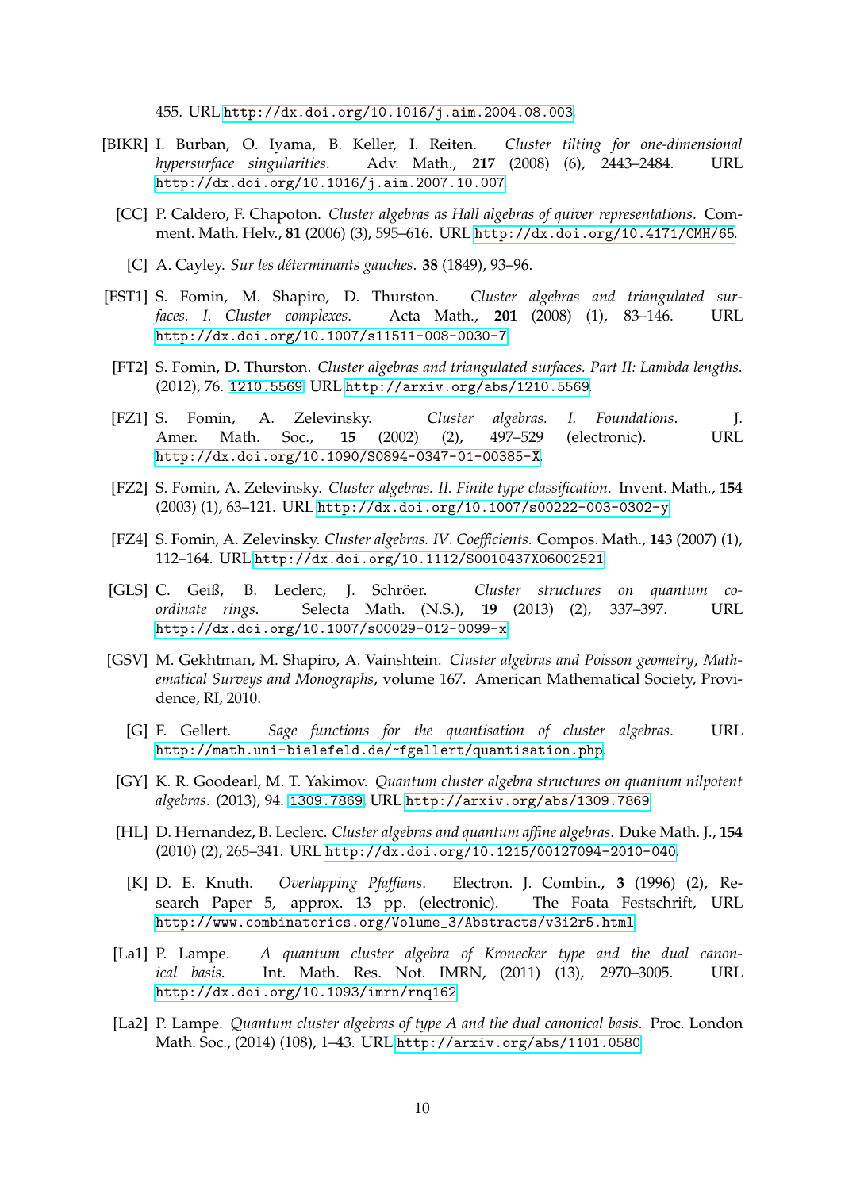455. URL http://dx.doi.org/10.1016/j.aim.2004.08.003.

- [BIKR] I. Burban, O. Iyama, B. Keller, I. Reiten. *Cluster tilting for one-dimensional hypersurface singularities*. Adv. Math., **217** (2008) (6), 2443–2484. URL http://dx.doi.org/10.1016/j.aim.2007.10.007.

- [CC] P. Caldero, F. Chapoton. *Cluster algebras as Hall algebras of quiver representations*. Comment. Math. Helv., **81** (2006) (3), 595–616. URL http://dx.doi.org/10.4171/CMH/65.

- [C] A. Cayley. *Sur les déterminants gauches*. **38** (1849), 93–96.

- [FST1] S. Fomin, M. Shapiro, D. Thurston. *Cluster algebras and triangulated surfaces. I. Cluster complexes*. Acta Math., **201** (2008) (1), 83–146. URL http://dx.doi.org/10.1007/s11511-008-0030-7.

- [FT2] S. Fomin, D. Thurston. *Cluster algebras and triangulated surfaces. Part II: Lambda lengths*. (2012), 76. 1210.5569. URL http://arxiv.org/abs/1210.5569.

- [FZ1] S. Fomin, A. Zelevinsky. *Cluster algebras. I. Foundations*. J. Amer. Math. Soc., **15** (2002) (2), 497–529 (electronic). URL http://dx.doi.org/10.1090/S0894-0347-01-00385-X.

- [FZ2] S. Fomin, A. Zelevinsky. *Cluster algebras. II. Finite type classification*. Invent. Math., **154** (2003) (1), 63–121. URL http://dx.doi.org/10.1007/s00222-003-0302-y.

- [FZ4] S. Fomin, A. Zelevinsky. *Cluster algebras. IV. Coefficients*. Compos. Math., **143** (2007) (1), 112–164. URL http://dx.doi.org/10.1112/S0010437X06002521.

- [GLS] C. Geiß, B. Leclerc, J. Schröer. *Cluster structures on quantum coordinate rings*. Selecta Math. (N.S.), **19** (2013) (2), 337–397. URL http://dx.doi.org/10.1007/s00029-012-0099-x.

- [GSV] M. Gekhtman, M. Shapiro, A. Vainshtein. *Cluster algebras and Poisson geometry*, *Mathematical Surveys and Monographs*, volume 167. American Mathematical Society, Providence, RI, 2010.

- [G] F. Gellert. *Sage functions for the quantisation of cluster algebras*. URL http://math.uni-bielefeld.de/~fgellert/quantisation.php.

- [GY] K. R. Goodearl, M. T. Yakimov. *Quantum cluster algebra structures on quantum nilpotent algebras*. (2013), 94. 1309.7869. URL http://arxiv.org/abs/1309.7869.

- [HL] D. Hernandez, B. Leclerc. *Cluster algebras and quantum affine algebras*. Duke Math. J., **154** (2010) (2), 265–341. URL http://dx.doi.org/10.1215/00127094-2010-040.

- [K] D. E. Knuth. *Overlapping Pfaffians*. Electron. J. Combin., **3** (1996) (2), Research Paper 5, approx. 13 pp. (electronic). The Foata Festschrift, URL http://www.combinatorics.org/Volume_3/Abstracts/v3i2r5.html.

- [La1] P. Lampe. *A quantum cluster algebra of Kronecker type and the dual canonical basis*. Int. Math. Res. Not. IMRN, (2011) (13), 2970–3005. URL http://dx.doi.org/10.1093/imrn/rnq162.

- [La2] P. Lampe. *Quantum cluster algebras of type A and the dual canonical basis*. Proc. London Math. Soc., (2014) (108), 1–43. URL http://arxiv.org/abs/1101.0580.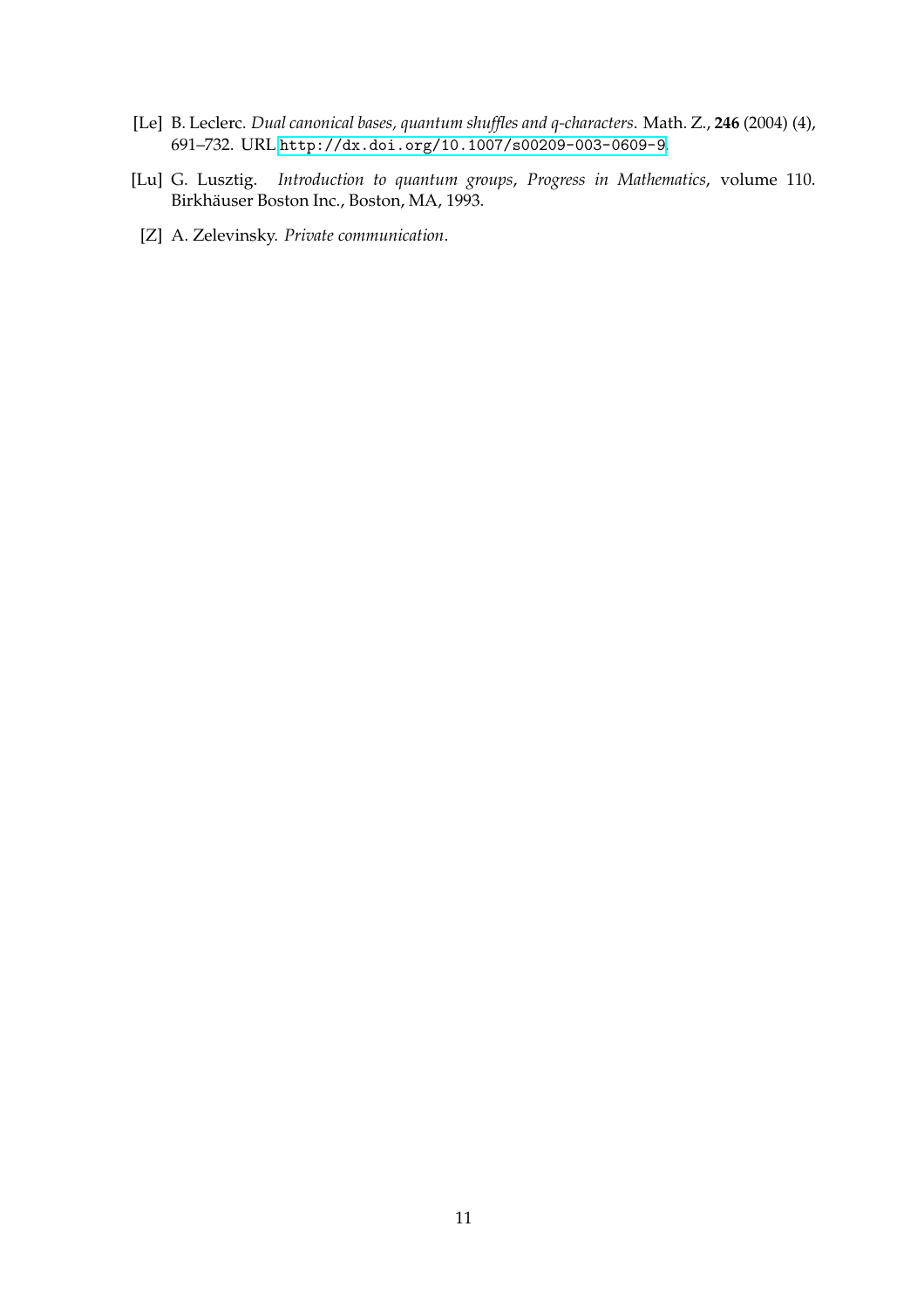[Le] B. Leclerc. *Dual canonical bases, quantum shuffles and q-characters*. Math. Z., **246** (2004) (4), 691–732. URL http://dx.doi.org/10.1007/s00209-003-0609-9.

[Lu] G. Lusztig. *Introduction to quantum groups*, *Progress in Mathematics*, volume 110. Birkhäuser Boston Inc., Boston, MA, 1993.

[Z] A. Zelevinsky. *Private communication*.